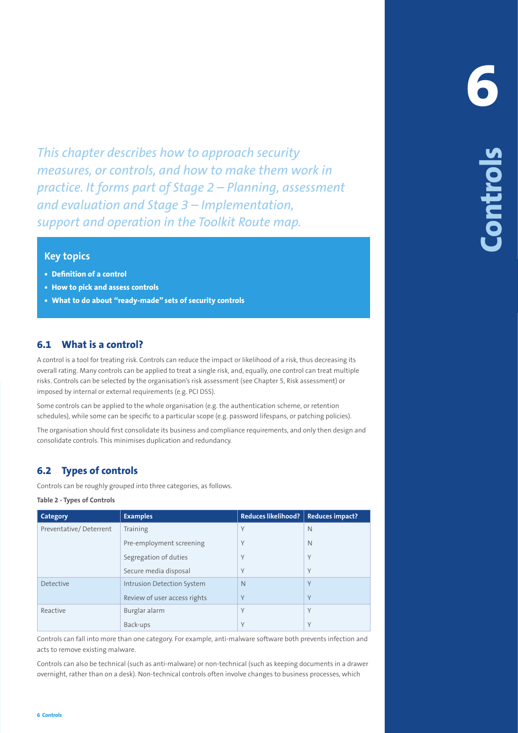# 6 Controls

*This chapter describes how to approach security measures, or controls, and how to make them work in practice. It forms part of Stage 2 – Planning, assessment and evaluation and Stage 3 – Implementation, support and operation in the Toolkit Route map.*

### Key topics

- **Definition of a control**
- **How to pick and assess controls**
- **What to do about "ready-made" sets of security controls**

## 6.1 What is a control?

A control is a tool for treating risk. Controls can reduce the impact or likelihood of a risk, thus decreasing its overall rating. Many controls can be applied to treat a single risk, and, equally, one control can treat multiple risks. Controls can be selected by the organisation's risk assessment (see Chapter 5, Risk assessment) or imposed by internal or external requirements (e.g. PCI DSS).

Some controls can be applied to the whole organisation (e.g. the authentication scheme, or retention schedules), while some can be specific to a particular scope (e.g. password lifespans, or patching policies).

The organisation should first consolidate its business and compliance requirements, and only then design and consolidate controls. This minimises duplication and redundancy.

## 6.2 Types of controls

Controls can be roughly grouped into three categories, as follows.

**Table 2 - Types of Controls**

| Category | Examples | Reduces likelihood? | Reduces impact? |
|---|---|---|---|
| Preventative/ Deterrent | Training | Y | N |
| | Pre-employment screening | Y | N |
| | Segregation of duties | Y | Y |
| | Secure media disposal | Y | Y |
| Detective | Intrusion Detection System | N | Y |
| | Review of user access rights | Y | Y |
| Reactive | Burglar alarm | Y | Y |
| | Back-ups | Y | Y |

Controls can fall into more than one category. For example, anti-malware software both prevents infection and acts to remove existing malware.

Controls can also be technical (such as anti-malware) or non-technical (such as keeping documents in a drawer overnight, rather than on a desk). Non-technical controls often involve changes to business processes, which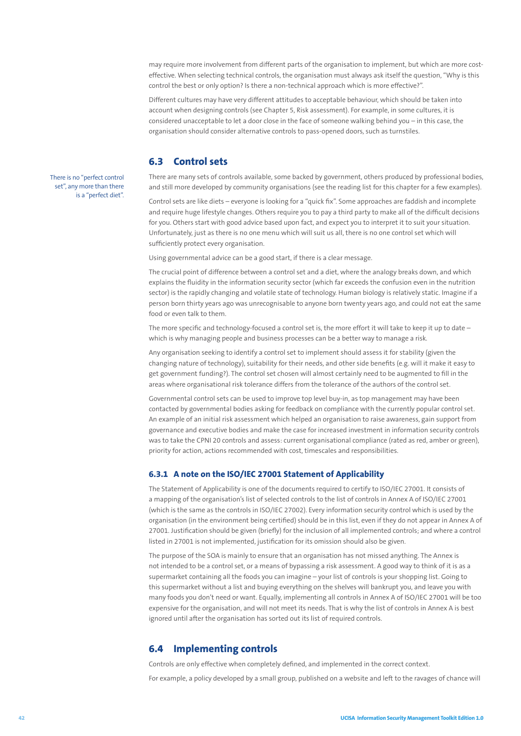may require more involvement from different parts of the organisation to implement, but which are more cost-effective. When selecting technical controls, the organisation must always ask itself the question, "Why is this control the best or only option? Is there a non-technical approach which is more effective?".

Different cultures may have very different attitudes to acceptable behaviour, which should be taken into account when designing controls (see Chapter 5, Risk assessment). For example, in some cultures, it is considered unacceptable to let a door close in the face of someone walking behind you – in this case, the organisation should consider alternative controls to pass-opened doors, such as turnstiles.

## 6.3 Control sets

There is no "perfect control set", any more than there is a "perfect diet".

There are many sets of controls available, some backed by government, others produced by professional bodies, and still more developed by community organisations (see the reading list for this chapter for a few examples).

Control sets are like diets – everyone is looking for a "quick fix". Some approaches are faddish and incomplete and require huge lifestyle changes. Others require you to pay a third party to make all of the difficult decisions for you. Others start with good advice based upon fact, and expect you to interpret it to suit your situation. Unfortunately, just as there is no one menu which will suit us all, there is no one control set which will sufficiently protect every organisation.

Using governmental advice can be a good start, if there is a clear message.

The crucial point of difference between a control set and a diet, where the analogy breaks down, and which explains the fluidity in the information security sector (which far exceeds the confusion even in the nutrition sector) is the rapidly changing and volatile state of technology. Human biology is relatively static. Imagine if a person born thirty years ago was unrecognisable to anyone born twenty years ago, and could not eat the same food or even talk to them.

The more specific and technology-focused a control set is, the more effort it will take to keep it up to date – which is why managing people and business processes can be a better way to manage a risk.

Any organisation seeking to identify a control set to implement should assess it for stability (given the changing nature of technology), suitability for their needs, and other side benefits (e.g. will it make it easy to get government funding?). The control set chosen will almost certainly need to be augmented to fill in the areas where organisational risk tolerance differs from the tolerance of the authors of the control set.

Governmental control sets can be used to improve top level buy-in, as top management may have been contacted by governmental bodies asking for feedback on compliance with the currently popular control set. An example of an initial risk assessment which helped an organisation to raise awareness, gain support from governance and executive bodies and make the case for increased investment in information security controls was to take the CPNI 20 controls and assess: current organisational compliance (rated as red, amber or green), priority for action, actions recommended with cost, timescales and responsibilities.

### 6.3.1 A note on the ISO/IEC 27001 Statement of Applicability

The Statement of Applicability is one of the documents required to certify to ISO/IEC 27001. It consists of a mapping of the organisation's list of selected controls to the list of controls in Annex A of ISO/IEC 27001 (which is the same as the controls in ISO/IEC 27002). Every information security control which is used by the organisation (in the environment being certified) should be in this list, even if they do not appear in Annex A of 27001. Justification should be given (briefly) for the inclusion of all implemented controls; and where a control listed in 27001 is not implemented, justification for its omission should also be given.

The purpose of the SOA is mainly to ensure that an organisation has not missed anything. The Annex is not intended to be a control set, or a means of bypassing a risk assessment. A good way to think of it is as a supermarket containing all the foods you can imagine – your list of controls is your shopping list. Going to this supermarket without a list and buying everything on the shelves will bankrupt you, and leave you with many foods you don't need or want. Equally, implementing all controls in Annex A of ISO/IEC 27001 will be too expensive for the organisation, and will not meet its needs. That is why the list of controls in Annex A is best ignored until after the organisation has sorted out its list of required controls.

## 6.4 Implementing controls

Controls are only effective when completely defined, and implemented in the correct context.

For example, a policy developed by a small group, published on a website and left to the ravages of chance will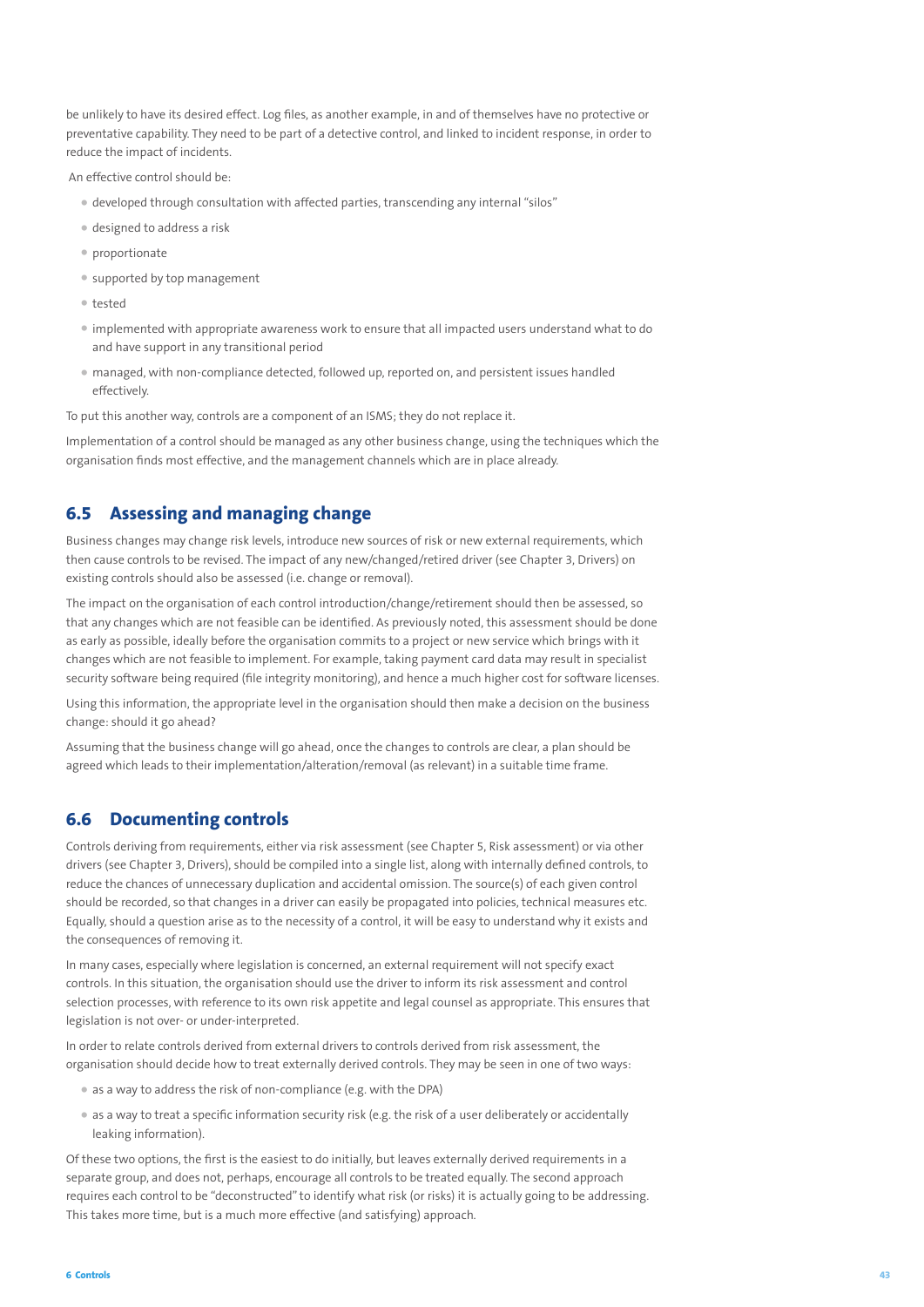be unlikely to have its desired effect. Log files, as another example, in and of themselves have no protective or preventative capability. They need to be part of a detective control, and linked to incident response, in order to reduce the impact of incidents.

An effective control should be:

- developed through consultation with affected parties, transcending any internal "silos"
- designed to address a risk
- proportionate
- supported by top management
- tested
- implemented with appropriate awareness work to ensure that all impacted users understand what to do and have support in any transitional period
- managed, with non-compliance detected, followed up, reported on, and persistent issues handled effectively.

To put this another way, controls are a component of an ISMS; they do not replace it.

Implementation of a control should be managed as any other business change, using the techniques which the organisation finds most effective, and the management channels which are in place already.

## 6.5 Assessing and managing change

Business changes may change risk levels, introduce new sources of risk or new external requirements, which then cause controls to be revised. The impact of any new/changed/retired driver (see Chapter 3, Drivers) on existing controls should also be assessed (i.e. change or removal).

The impact on the organisation of each control introduction/change/retirement should then be assessed, so that any changes which are not feasible can be identified. As previously noted, this assessment should be done as early as possible, ideally before the organisation commits to a project or new service which brings with it changes which are not feasible to implement. For example, taking payment card data may result in specialist security software being required (file integrity monitoring), and hence a much higher cost for software licenses.

Using this information, the appropriate level in the organisation should then make a decision on the business change: should it go ahead?

Assuming that the business change will go ahead, once the changes to controls are clear, a plan should be agreed which leads to their implementation/alteration/removal (as relevant) in a suitable time frame.

## 6.6 Documenting controls

Controls deriving from requirements, either via risk assessment (see Chapter 5, Risk assessment) or via other drivers (see Chapter 3, Drivers), should be compiled into a single list, along with internally defined controls, to reduce the chances of unnecessary duplication and accidental omission. The source(s) of each given control should be recorded, so that changes in a driver can easily be propagated into policies, technical measures etc. Equally, should a question arise as to the necessity of a control, it will be easy to understand why it exists and the consequences of removing it.

In many cases, especially where legislation is concerned, an external requirement will not specify exact controls. In this situation, the organisation should use the driver to inform its risk assessment and control selection processes, with reference to its own risk appetite and legal counsel as appropriate. This ensures that legislation is not over- or under-interpreted.

In order to relate controls derived from external drivers to controls derived from risk assessment, the organisation should decide how to treat externally derived controls. They may be seen in one of two ways:

- as a way to address the risk of non-compliance (e.g. with the DPA)
- as a way to treat a specific information security risk (e.g. the risk of a user deliberately or accidentally leaking information).

Of these two options, the first is the easiest to do initially, but leaves externally derived requirements in a separate group, and does not, perhaps, encourage all controls to be treated equally. The second approach requires each control to be "deconstructed" to identify what risk (or risks) it is actually going to be addressing. This takes more time, but is a much more effective (and satisfying) approach.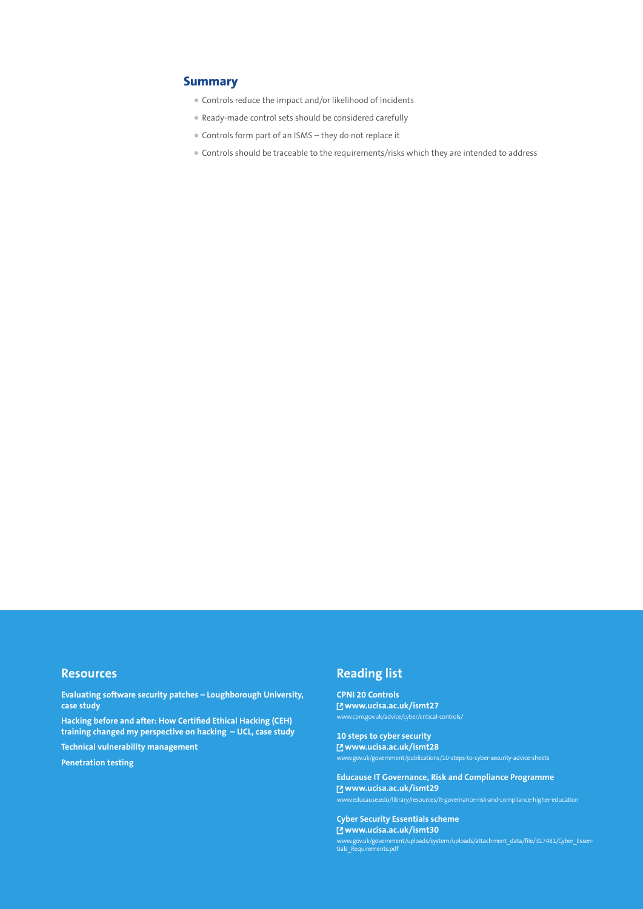## Summary

- Controls reduce the impact and/or likelihood of incidents
- Ready-made control sets should be considered carefully
- Controls form part of an ISMS – they do not replace it
- Controls should be traceable to the requirements/risks which they are intended to address

## Resources

**Evaluating software security patches – Loughborough University, case study**

**Hacking before and after: How Certified Ethical Hacking (CEH) training changed my perspective on hacking – UCL, case study**

**Technical vulnerability management**

**Penetration testing**

## Reading list

**CPNI 20 Controls**
**www.ucisa.ac.uk/ismt27**
www.cpni.gov.uk/advice/cyber/critical-controls/

**10 steps to cyber security**
**www.ucisa.ac.uk/ismt28**
www.gov.uk/government/publications/10-steps-to-cyber-security-advice-sheets

**Educause IT Governance, Risk and Compliance Programme**
**www.ucisa.ac.uk/ismt29**
www.educause.edu/library/resources/it-governance-risk-and-compliance-higher-education

**Cyber Security Essentials scheme**
**www.ucisa.ac.uk/ismt30**
www.gov.uk/government/uploads/system/uploads/attachment_data/file/317481/Cyber_Essentials_Requirements.pdf